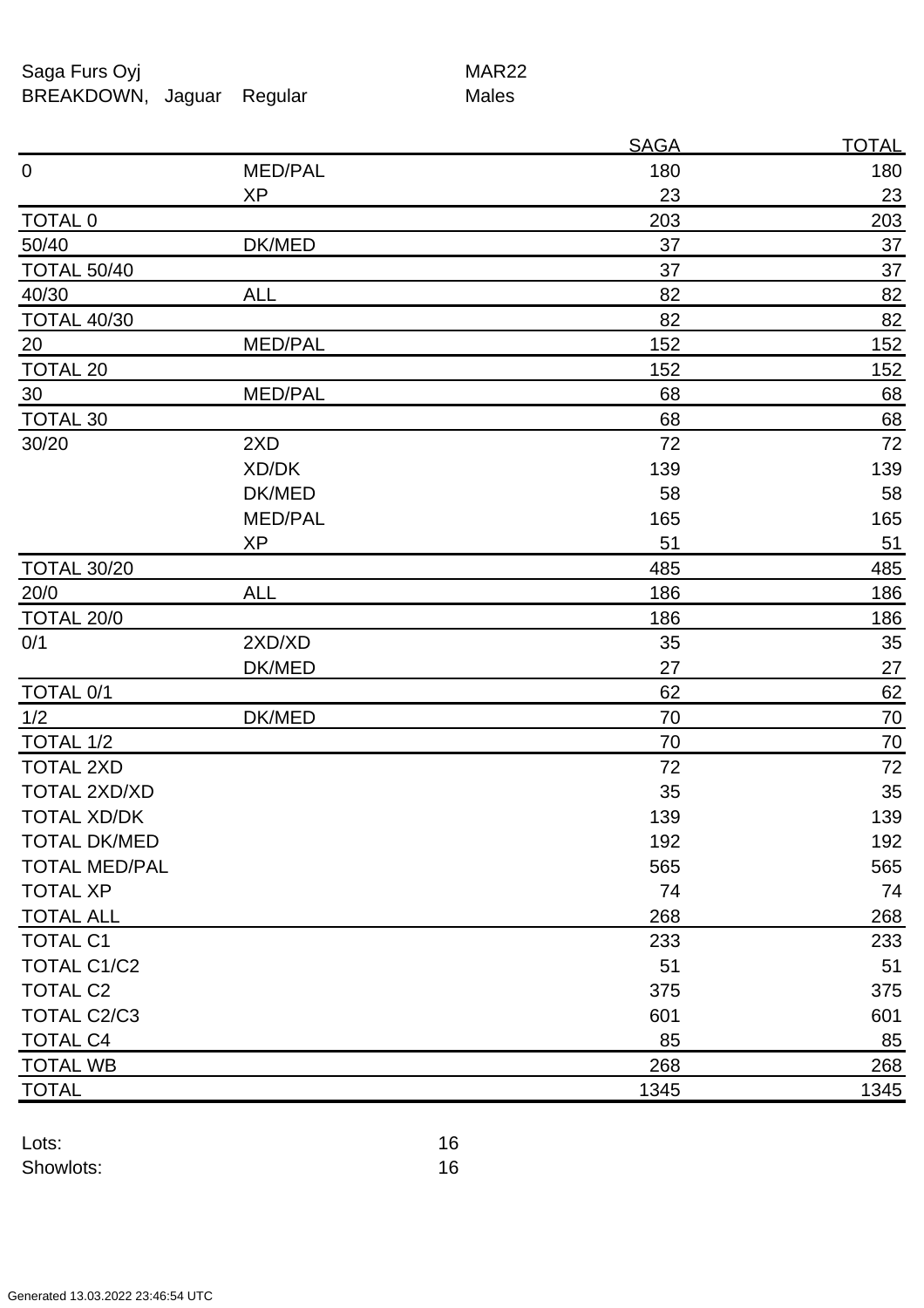Saga Furs Oyj — MAR22

BREAKDOWN, Jaguar Regular — Males

| | | SAGA | TOTAL |
|---|---|---|---|
| 0 | MED/PAL | 180 | 180 |
| | XP | 23 | 23 |
| TOTAL 0 | | 203 | 203 |
| 50/40 | DK/MED | 37 | 37 |
| TOTAL 50/40 | | 37 | 37 |
| 40/30 | ALL | 82 | 82 |
| TOTAL 40/30 | | 82 | 82 |
| 20 | MED/PAL | 152 | 152 |
| TOTAL 20 | | 152 | 152 |
| 30 | MED/PAL | 68 | 68 |
| TOTAL 30 | | 68 | 68 |
| 30/20 | 2XD | 72 | 72 |
| | XD/DK | 139 | 139 |
| | DK/MED | 58 | 58 |
| | MED/PAL | 165 | 165 |
| | XP | 51 | 51 |
| TOTAL 30/20 | | 485 | 485 |
| 20/0 | ALL | 186 | 186 |
| TOTAL 20/0 | | 186 | 186 |
| 0/1 | 2XD/XD | 35 | 35 |
| | DK/MED | 27 | 27 |
| TOTAL 0/1 | | 62 | 62 |
| 1/2 | DK/MED | 70 | 70 |
| TOTAL 1/2 | | 70 | 70 |
| TOTAL 2XD | | 72 | 72 |
| TOTAL 2XD/XD | | 35 | 35 |
| TOTAL XD/DK | | 139 | 139 |
| TOTAL DK/MED | | 192 | 192 |
| TOTAL MED/PAL | | 565 | 565 |
| TOTAL XP | | 74 | 74 |
| TOTAL ALL | | 268 | 268 |
| TOTAL C1 | | 233 | 233 |
| TOTAL C1/C2 | | 51 | 51 |
| TOTAL C2 | | 375 | 375 |
| TOTAL C2/C3 | | 601 | 601 |
| TOTAL C4 | | 85 | 85 |
| TOTAL WB | | 268 | 268 |
| TOTAL | | 1345 | 1345 |

Lots: 16

Showlots: 16

Generated 13.03.2022 23:46:54 UTC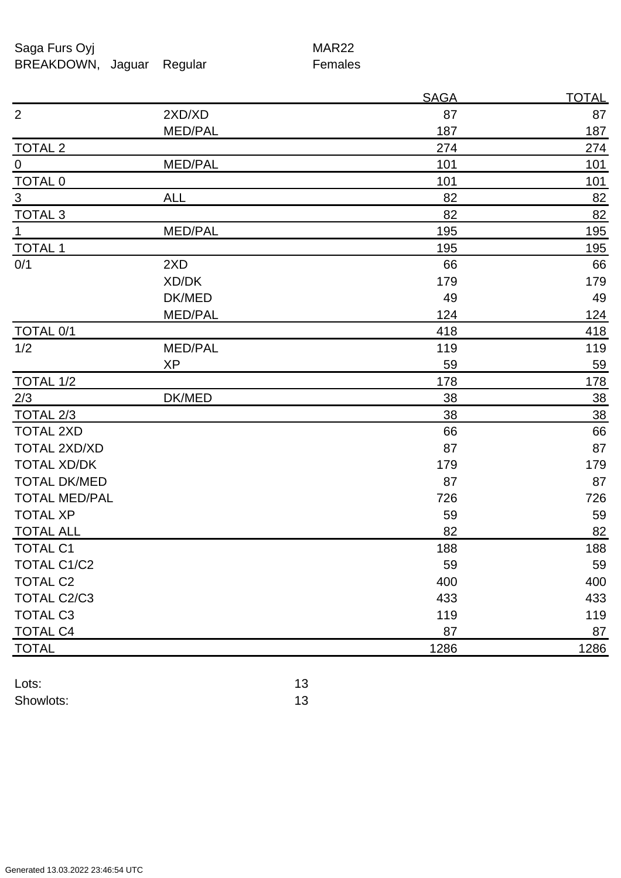Saga Furs Oyj MAR22

BREAKDOWN, Jaguar Regular Females

| | | SAGA | TOTAL |
|---|---|---|---|
| 2 | 2XD/XD | 87 | 87 |
| | MED/PAL | 187 | 187 |
| TOTAL 2 | | 274 | 274 |
| 0 | MED/PAL | 101 | 101 |
| TOTAL 0 | | 101 | 101 |
| 3 | ALL | 82 | 82 |
| TOTAL 3 | | 82 | 82 |
| 1 | MED/PAL | 195 | 195 |
| TOTAL 1 | | 195 | 195 |
| 0/1 | 2XD | 66 | 66 |
| | XD/DK | 179 | 179 |
| | DK/MED | 49 | 49 |
| | MED/PAL | 124 | 124 |
| TOTAL 0/1 | | 418 | 418 |
| 1/2 | MED/PAL | 119 | 119 |
| | XP | 59 | 59 |
| TOTAL 1/2 | | 178 | 178 |
| 2/3 | DK/MED | 38 | 38 |
| TOTAL 2/3 | | 38 | 38 |
| TOTAL 2XD | | 66 | 66 |
| TOTAL 2XD/XD | | 87 | 87 |
| TOTAL XD/DK | | 179 | 179 |
| TOTAL DK/MED | | 87 | 87 |
| TOTAL MED/PAL | | 726 | 726 |
| TOTAL XP | | 59 | 59 |
| TOTAL ALL | | 82 | 82 |
| TOTAL C1 | | 188 | 188 |
| TOTAL C1/C2 | | 59 | 59 |
| TOTAL C2 | | 400 | 400 |
| TOTAL C2/C3 | | 433 | 433 |
| TOTAL C3 | | 119 | 119 |
| TOTAL C4 | | 87 | 87 |
| TOTAL | | 1286 | 1286 |

Lots: 13

Showlots: 13

Generated 13.03.2022 23:46:54 UTC